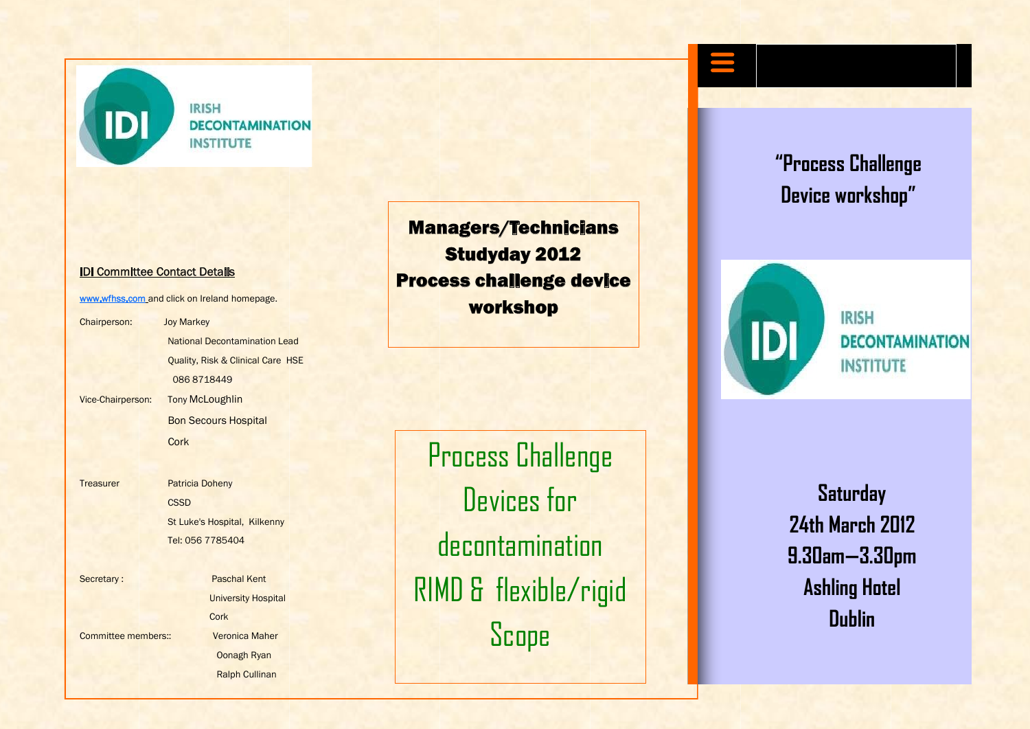IRISH DECONTAMINATION INSTITUTE

**IDI Committee Contact Details**

www.wfhss.com and click on Ireland homepage.

| | |
|---|---|
| Chairperson: | Joy Markey |
| | National Decontamination Lead |
| | Quality, Risk & Clinical Care HSE |
| | 086 8718449 |
| Vice-Chairperson: | Tony McLoughlin |
| | Bon Secours Hospital |
| | Cork |
| Treasurer | Patricia Doheny |
| | CSSD |
| | St Luke's Hospital, Kilkenny |
| | Tel: 056 7785404 |
| Secretary : | Paschal Kent |
| | University Hospital |
| | Cork |
| Committee members:: | Veronica Maher |
| | Oonagh Ryan |
| | Ralph Cullinan |

# Managers/Technicians Studyday 2012 Process challenge device workshop

Process Challenge Devices for decontamination RIMD & flexible/rigid Scope

## "Process Challenge Device workshop"

IRISH DECONTAMINATION INSTITUTE

**Saturday**
**24th March 2012**
**9.30am—3.30pm**
**Ashling Hotel**
**Dublin**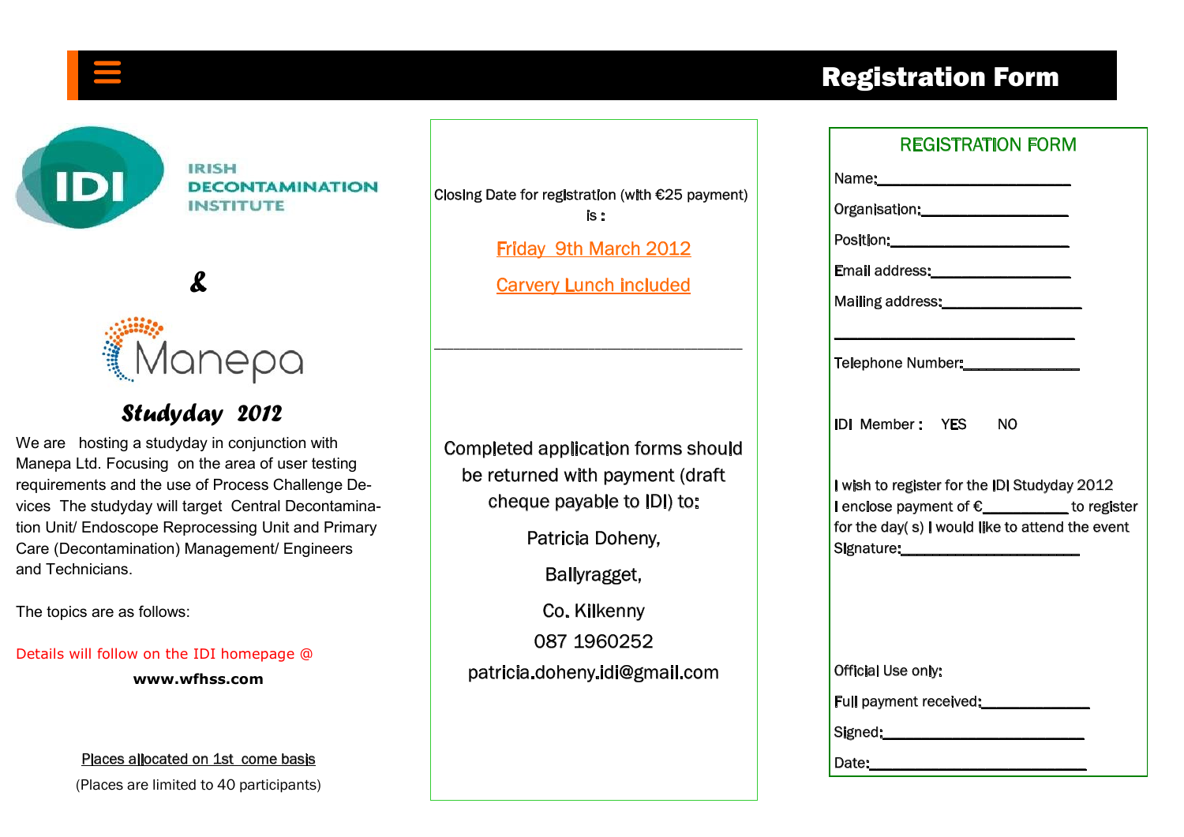# Registration Form

IRISH DECONTAMINATION INSTITUTE

&

Manepa

## Studyday 2012

We are hosting a studyday in conjunction with Manepa Ltd. Focusing on the area of user testing requirements and the use of Process Challenge Devices The studyday will target Central Decontamination Unit/ Endoscope Reprocessing Unit and Primary Care (Decontamination) Management/ Engineers and Technicians.

The topics are as follows:

Details will follow on the IDI homepage @

**www.wfhss.com**

Places allocated on 1st come basis

(Places are limited to 40 participants)

Closing Date for registration (with €25 payment) is :

Friday 9th March 2012

Carvery Lunch included

---

Completed application forms should be returned with payment (draft cheque payable to IDI) to:

Patricia Doheny,

Ballyragget,

Co. Kilkenny

087 1960252

patricia.doheny.idi@gmail.com

## REGISTRATION FORM

Name:______________________

Organisation:_________________

Position:____________________

Email address:________________

Mailing address:_______________

___________________________

Telephone Number:_____________

IDI Member : YES NO

I wish to register for the IDI Studyday 2012
I enclose payment of €__________ to register for the day( s) I would like to attend the event
Signature:____________________

Official Use only:

Full payment received:____________

Signed:______________________

Date:________________________